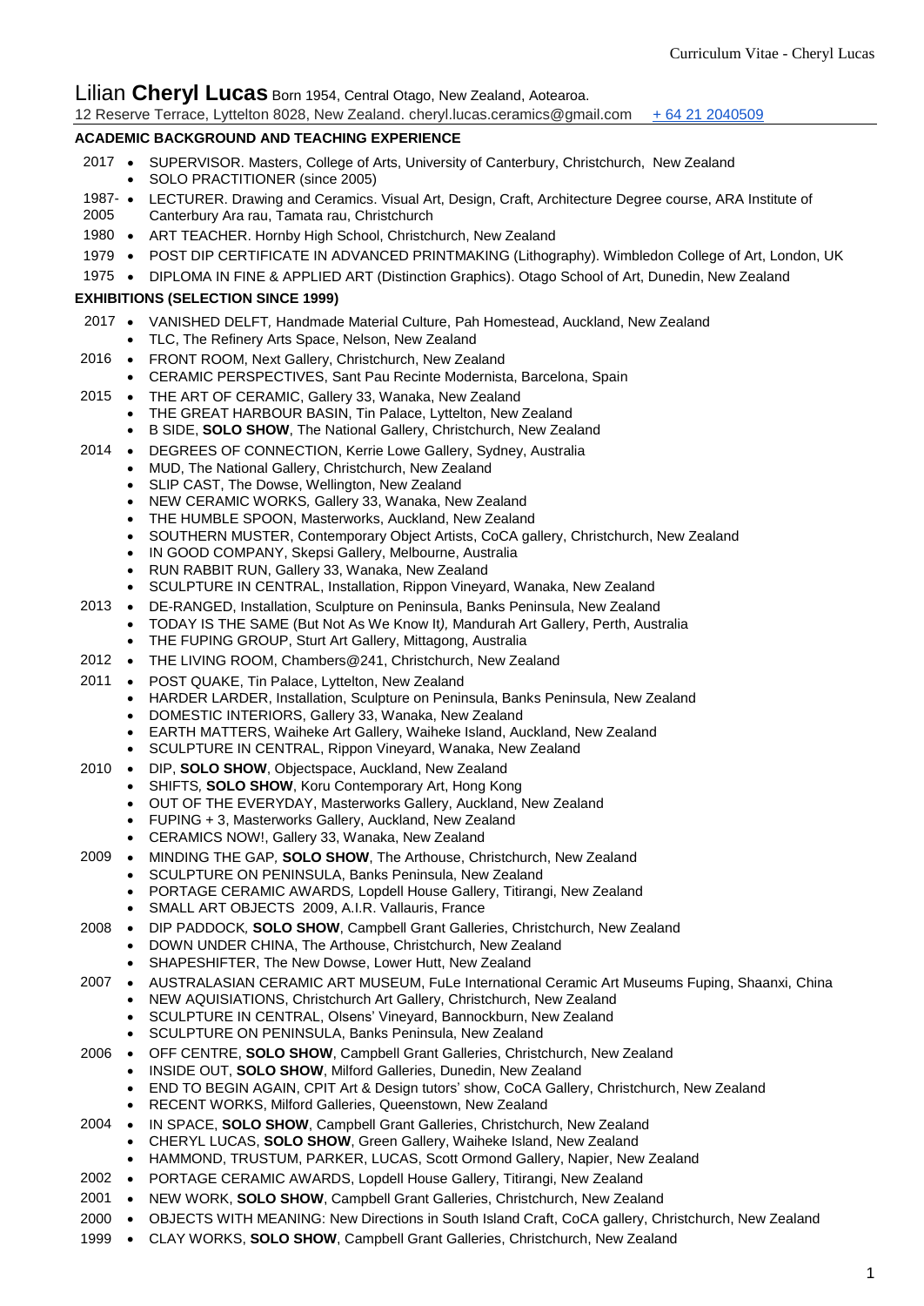# Lilian **Cheryl Lucas** Born 1954, Central Otago, New Zealand, Aotearoa.

12 Reserve Terrace, Lyttelton 8028, New Zealand. cheryl.lucas.ceramics@gmail.com + 64 21 2040509

## ACADEMIC BACKGROUND AND TEACHING EXPERIENCE

2017
- SUPERVISOR. Masters, College of Arts, University of Canterbury, Christchurch, New Zealand
- SOLO PRACTITIONER (since 2005)

1987-2005
- LECTURER. Drawing and Ceramics. Visual Art, Design, Craft, Architecture Degree course, ARA Institute of Canterbury Ara rau, Tamata rau, Christchurch

1980
- ART TEACHER. Hornby High School, Christchurch, New Zealand

1979
- POST DIP CERTIFICATE IN ADVANCED PRINTMAKING (Lithography). Wimbledon College of Art, London, UK

1975
- DIPLOMA IN FINE & APPLIED ART (Distinction Graphics). Otago School of Art, Dunedin, New Zealand

## EXHIBITIONS (SELECTION SINCE 1999)

2017
- VANISHED DELFT*,* Handmade Material Culture, Pah Homestead, Auckland, New Zealand
- TLC, The Refinery Arts Space, Nelson, New Zealand

2016
- FRONT ROOM, Next Gallery, Christchurch, New Zealand
- CERAMIC PERSPECTIVES, Sant Pau Recinte Modernista, Barcelona, Spain

2015
- THE ART OF CERAMIC, Gallery 33, Wanaka, New Zealand
- THE GREAT HARBOUR BASIN, Tin Palace, Lyttelton, New Zealand
- B SIDE, **SOLO SHOW**, The National Gallery, Christchurch, New Zealand

2014
- DEGREES OF CONNECTION, Kerrie Lowe Gallery, Sydney, Australia
- MUD, The National Gallery, Christchurch, New Zealand
- SLIP CAST, The Dowse, Wellington, New Zealand
- NEW CERAMIC WORKS*,* Gallery 33, Wanaka, New Zealand
- THE HUMBLE SPOON, Masterworks, Auckland, New Zealand
- SOUTHERN MUSTER, Contemporary Object Artists, CoCA gallery, Christchurch, New Zealand
- IN GOOD COMPANY, Skepsi Gallery, Melbourne, Australia
- RUN RABBIT RUN, Gallery 33, Wanaka, New Zealand
- SCULPTURE IN CENTRAL, Installation, Rippon Vineyard, Wanaka, New Zealand

2013
- DE-RANGED, Installation, Sculpture on Peninsula, Banks Peninsula, New Zealand
- TODAY IS THE SAME (But Not As We Know It*),* Mandurah Art Gallery, Perth, Australia
- THE FUPING GROUP, Sturt Art Gallery, Mittagong, Australia

2012
- THE LIVING ROOM, Chambers@241, Christchurch, New Zealand

2011
- POST QUAKE, Tin Palace, Lyttelton, New Zealand
- HARDER LARDER, Installation, Sculpture on Peninsula, Banks Peninsula, New Zealand
- DOMESTIC INTERIORS, Gallery 33, Wanaka, New Zealand
- EARTH MATTERS, Waiheke Art Gallery, Waiheke Island, Auckland, New Zealand
- SCULPTURE IN CENTRAL, Rippon Vineyard, Wanaka, New Zealand

2010
- DIP, **SOLO SHOW**, Objectspace, Auckland, New Zealand
- SHIFTS*,* **SOLO SHOW**, Koru Contemporary Art, Hong Kong
- OUT OF THE EVERYDAY, Masterworks Gallery, Auckland, New Zealand
- FUPING + 3, Masterworks Gallery, Auckland, New Zealand
- CERAMICS NOW!, Gallery 33, Wanaka, New Zealand

2009
- MINDING THE GAP*,* **SOLO SHOW**, The Arthouse, Christchurch, New Zealand
- SCULPTURE ON PENINSULA, Banks Peninsula, New Zealand
- PORTAGE CERAMIC AWARDS*,* Lopdell House Gallery, Titirangi, New Zealand
- SMALL ART OBJECTS 2009, A.I.R. Vallauris, France

2008
- DIP PADDOCK*,* **SOLO SHOW**, Campbell Grant Galleries, Christchurch, New Zealand
- DOWN UNDER CHINA, The Arthouse, Christchurch, New Zealand
- SHAPESHIFTER, The New Dowse, Lower Hutt, New Zealand

2007
- AUSTRALASIAN CERAMIC ART MUSEUM, FuLe International Ceramic Art Museums Fuping, Shaanxi, China
- NEW AQUISIATIONS, Christchurch Art Gallery, Christchurch, New Zealand
- SCULPTURE IN CENTRAL, Olsens' Vineyard, Bannockburn, New Zealand
- SCULPTURE ON PENINSULA, Banks Peninsula, New Zealand

2006
- OFF CENTRE, **SOLO SHOW**, Campbell Grant Galleries, Christchurch, New Zealand
- INSIDE OUT, **SOLO SHOW**, Milford Galleries, Dunedin, New Zealand
- END TO BEGIN AGAIN, CPIT Art & Design tutors' show, CoCA Gallery, Christchurch, New Zealand
- RECENT WORKS, Milford Galleries, Queenstown, New Zealand

2004
- IN SPACE, **SOLO SHOW**, Campbell Grant Galleries, Christchurch, New Zealand
- CHERYL LUCAS, **SOLO SHOW**, Green Gallery, Waiheke Island, New Zealand
- HAMMOND, TRUSTUM, PARKER, LUCAS, Scott Ormond Gallery, Napier, New Zealand

2002
- PORTAGE CERAMIC AWARDS, Lopdell House Gallery, Titirangi, New Zealand

2001
- NEW WORK, **SOLO SHOW**, Campbell Grant Galleries, Christchurch, New Zealand

2000
- OBJECTS WITH MEANING: New Directions in South Island Craft, CoCA gallery, Christchurch, New Zealand

1999
- CLAY WORKS, **SOLO SHOW**, Campbell Grant Galleries, Christchurch, New Zealand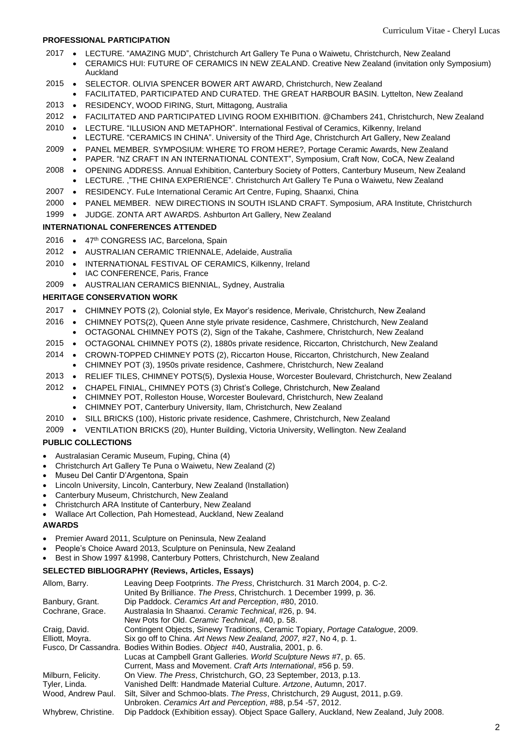## PROFESSIONAL PARTICIPATION

2017
- LECTURE. "AMAZING MUD", Christchurch Art Gallery Te Puna o Waiwetu, Christchurch, New Zealand
- CERAMICS HUI: FUTURE OF CERAMICS IN NEW ZEALAND. Creative New Zealand (invitation only Symposium) Auckland

2015
- SELECTOR. OLIVIA SPENCER BOWER ART AWARD, Christchurch, New Zealand
- FACILITATED, PARTICIPATED AND CURATED. THE GREAT HARBOUR BASIN. Lyttelton, New Zealand

2013
- RESIDENCY, WOOD FIRING, Sturt, Mittagong, Australia

2012
- FACILITATED AND PARTICIPATED LIVING ROOM EXHIBITION. @Chambers 241, Christchurch, New Zealand

2010
- LECTURE. "ILLUSION AND METAPHOR". International Festival of Ceramics, Kilkenny, Ireland
- LECTURE. "CERAMICS IN CHINA". University of the Third Age, Christchurch Art Gallery, New Zealand

2009
- PANEL MEMBER. SYMPOSIUM: WHERE TO FROM HERE?, Portage Ceramic Awards, New Zealand
- PAPER. "NZ CRAFT IN AN INTERNATIONAL CONTEXT", Symposium, Craft Now, CoCA, New Zealand

2008
- OPENING ADDRESS. Annual Exhibition, Canterbury Society of Potters, Canterbury Museum, New Zealand
- LECTURE. ,"THE CHINA EXPERIENCE". Christchurch Art Gallery Te Puna o Waiwetu, New Zealand

2007
- RESIDENCY. FuLe International Ceramic Art Centre, Fuping, Shaanxi, China

2000
- PANEL MEMBER. NEW DIRECTIONS IN SOUTH ISLAND CRAFT. Symposium, ARA Institute, Christchurch

1999
- JUDGE. ZONTA ART AWARDS. Ashburton Art Gallery, New Zealand

## INTERNATIONAL CONFERENCES ATTENDED

2016
- 47th CONGRESS IAC, Barcelona, Spain

2012
- AUSTRALIAN CERAMIC TRIENNALE, Adelaide, Australia

2010
- INTERNATIONAL FESTIVAL OF CERAMICS, Kilkenny, Ireland
- IAC CONFERENCE, Paris, France

2009
- AUSTRALIAN CERAMICS BIENNIAL, Sydney, Australia

## HERITAGE CONSERVATION WORK

2017
- CHIMNEY POTS (2), Colonial style, Ex Mayor's residence, Merivale, Christchurch, New Zealand

2016
- CHIMNEY POTS(2), Queen Anne style private residence, Cashmere, Christchurch, New Zealand
- OCTAGONAL CHIMNEY POTS (2), Sign of the Takahe, Cashmere, Christchurch, New Zealand

2015
- OCTAGONAL CHIMNEY POTS (2), 1880s private residence, Riccarton, Christchurch, New Zealand

2014
- CROWN-TOPPED CHIMNEY POTS (2), Riccarton House, Riccarton, Christchurch, New Zealand
- CHIMNEY POT (3), 1950s private residence, Cashmere, Christchurch, New Zealand

2013
- RELIEF TILES, CHIMNEY POTS(5), Dyslexia House, Worcester Boulevard, Christchurch, New Zealand

2012
- CHAPEL FINIAL, CHIMNEY POTS (3) Christ's College, Christchurch, New Zealand
- CHIMNEY POT, Rolleston House, Worcester Boulevard, Christchurch, New Zealand
- CHIMNEY POT, Canterbury University, Ilam, Christchurch, New Zealand

2010
- SILL BRICKS (100), Historic private residence, Cashmere, Christchurch, New Zealand

2009
- VENTILATION BRICKS (20), Hunter Building, Victoria University, Wellington. New Zealand

## PUBLIC COLLECTIONS

- Australasian Ceramic Museum, Fuping, China (4)
- Christchurch Art Gallery Te Puna o Waiwetu, New Zealand (2)
- Museu Del Cantir D'Argentona, Spain
- Lincoln University, Lincoln, Canterbury, New Zealand (Installation)
- Canterbury Museum, Christchurch, New Zealand
- Christchurch ARA Institute of Canterbury, New Zealand
- Wallace Art Collection, Pah Homestead, Auckland, New Zealand

## AWARDS

- Premier Award 2011, Sculpture on Peninsula, New Zealand
- People's Choice Award 2013, Sculpture on Peninsula, New Zealand
- Best in Show 1997 &1998, Canterbury Potters, Christchurch, New Zealand

## SELECTED BIBLIOGRAPHY (Reviews, Articles, Essays)

| | |
|---|---|
| Allom, Barry. | Leaving Deep Footprints. *The Press*, Christchurch. 31 March 2004, p. C-2. |
| | United By Brilliance. *The Press*, Christchurch. 1 December 1999, p. 36. |
| Banbury, Grant. | Dip Paddock. *Ceramics Art and Perception*, #80, 2010. |
| Cochrane, Grace. | Australasia In Shaanxi. *Ceramic Technical*, #26, p. 94. |
| | New Pots for Old. *Ceramic Technical*, #40, p. 58. |
| Craig, David. | Contingent Objects, Sinewy Traditions, Ceramic Topiary, *Portage Catalogue*, 2009. |
| Elliott, Moyra. | Six go off to China. *Art News New Zealand, 2007,* #27, No 4, p. 1. |
| Fusco, Dr Cassandra. | Bodies Within Bodies. *Object* #40, Australia, 2001, p. 6. |
| | Lucas at Campbell Grant Galleries. *World Sculpture News* #7, p. 65. |
| | Current, Mass and Movement. *Craft Arts International*, #56 p. 59. |
| Milburn, Felicity. | On View. *The Press*, Christchurch, GO, 23 September, 2013, p.13. |
| Tyler, Linda. | Vanished Delft: Handmade Material Culture. *Artzone*, Autumn, 2017. |
| Wood, Andrew Paul. | Silt, Silver and Schmoo-blats. *The Press*, Christchurch, 29 August, 2011, p.G9. |
| | Unbroken. *Ceramics Art and Perception*, #88, p.54 -57, 2012. |
| Whybrew, Christine. | Dip Paddock (Exhibition essay). Object Space Gallery, Auckland, New Zealand, July 2008. |